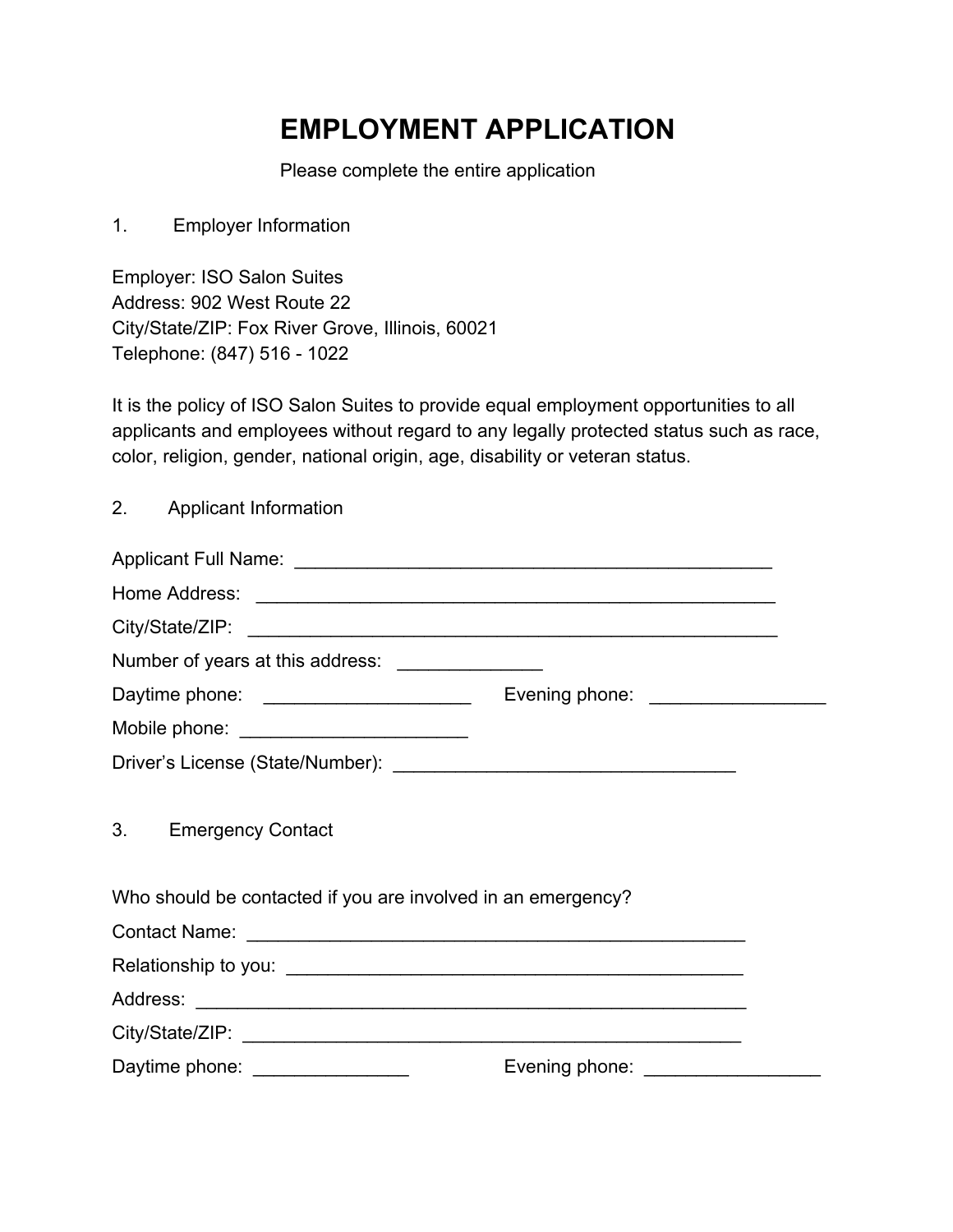# EMPLOYMENT APPLICATION

Please complete the entire application

## 1. Employer Information

Employer: ISO Salon Suites
Address: 902 West Route 22
City/State/ZIP: Fox River Grove, Illinois, 60021
Telephone: (847) 516 - 1022

It is the policy of ISO Salon Suites to provide equal employment opportunities to all applicants and employees without regard to any legally protected status such as race, color, religion, gender, national origin, age, disability or veteran status.

## 2. Applicant Information

Applicant Full Name: _______________________________________________

Home Address: ___________________________________________________

City/State/ZIP: ____________________________________________________

Number of years at this address: ______________

Daytime phone: ____________________ Evening phone: _________________

Mobile phone: ______________________

Driver's License (State/Number): _________________________________

## 3. Emergency Contact

Who should be contacted if you are involved in an emergency?

Contact Name: _________________________________________________

Relationship to you: _____________________________________________

Address: _______________________________________________________

City/State/ZIP: _________________________________________________

Daytime phone: _______________ Evening phone: _________________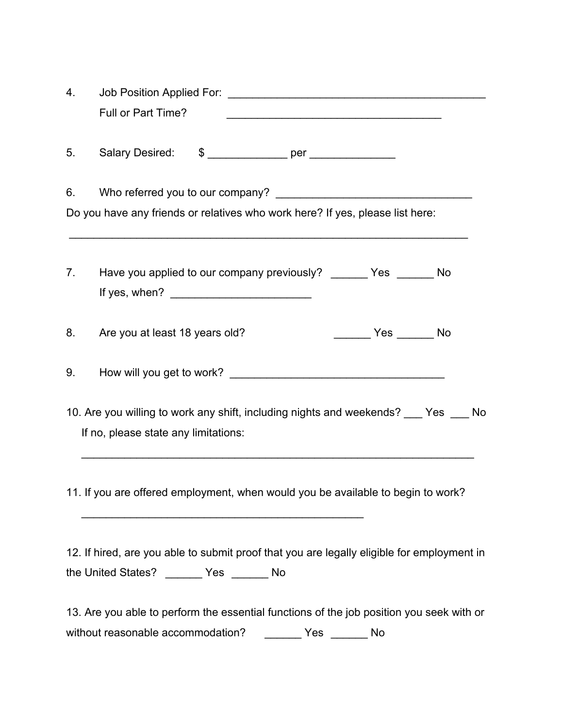4. Job Position Applied For: ____________________________________________

   Full or Part Time? ____________________________________

5. Salary Desired: $ _____________ per ______________

6. Who referred you to our company? ________________________________

Do you have any friends or relatives who work here? If yes, please list here:

____________________________________________________________________

7. Have you applied to our company previously? ______ Yes ______ No

   If yes, when? _______________________

8. Are you at least 18 years old? ______ Yes ______ No

9. How will you get to work? ____________________________________

10. Are you willing to work any shift, including nights and weekends? ___ Yes ___ No

    If no, please state any limitations:

    ____________________________________________________________________

11. If you are offered employment, when would you be available to begin to work?

    ________________________________________________

12. If hired, are you able to submit proof that you are legally eligible for employment in the United States? ______ Yes ______ No

13. Are you able to perform the essential functions of the job position you seek with or without reasonable accommodation? ______ Yes ______ No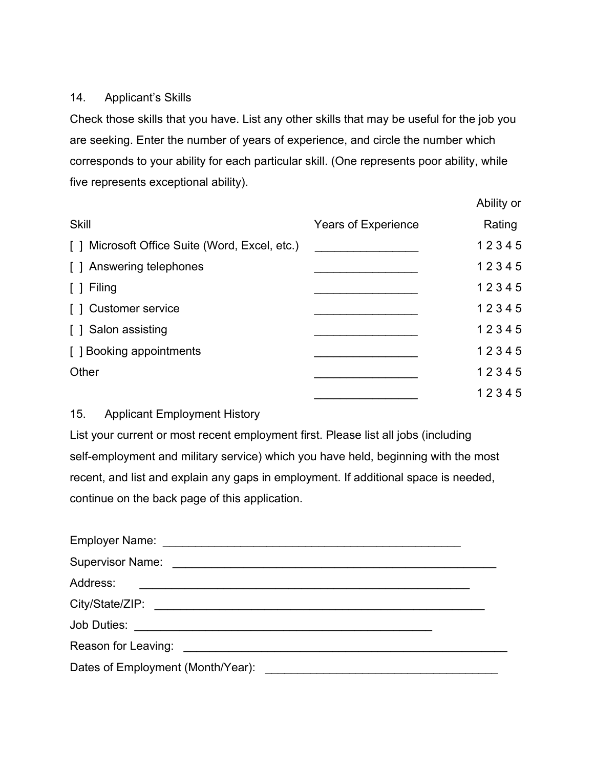14. Applicant's Skills

Check those skills that you have. List any other skills that may be useful for the job you are seeking. Enter the number of years of experience, and circle the number which corresponds to your ability for each particular skill. (One represents poor ability, while five represents exceptional ability).

| Skill | Years of Experience | Ability or Rating |
|---|---|---|
| [ ] Microsoft Office Suite (Word, Excel, etc.) | ________________ | 1 2 3 4 5 |
| [ ] Answering telephones | ________________ | 1 2 3 4 5 |
| [ ] Filing | ________________ | 1 2 3 4 5 |
| [ ] Customer service | ________________ | 1 2 3 4 5 |
| [ ] Salon assisting | ________________ | 1 2 3 4 5 |
| [ ] Booking appointments | ________________ | 1 2 3 4 5 |
| Other | ________________ | 1 2 3 4 5 |
| | ________________ | 1 2 3 4 5 |

15. Applicant Employment History

List your current or most recent employment first. Please list all jobs (including self-employment and military service) which you have held, beginning with the most recent, and list and explain any gaps in employment. If additional space is needed, continue on the back page of this application.

Employer Name: ________________________________________________

Supervisor Name: _____________________________________________________

Address: ______________________________________________________

City/State/ZIP: ______________________________________________________

Job Duties: _________________________________________________

Reason for Leaving: _____________________________________________________

Dates of Employment (Month/Year): ______________________________________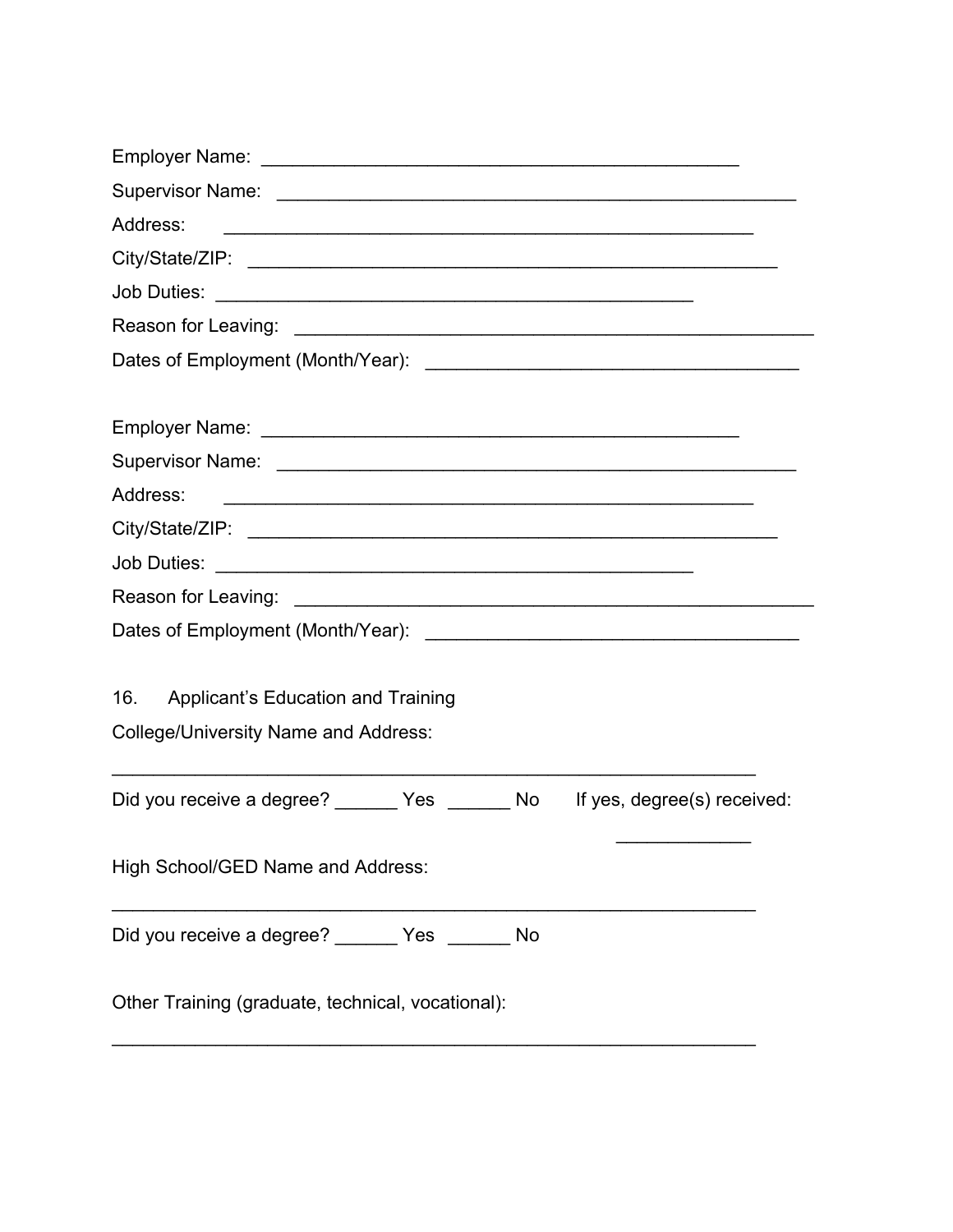Employer Name: _______________________________________________

Supervisor Name: _____________________________________________________

Address: _____________________________________________________

City/State/ZIP: ______________________________________________________

Job Duties: _______________________________________________

Reason for Leaving: _____________________________________________________

Dates of Employment (Month/Year): ______________________________________

Employer Name: _______________________________________________

Supervisor Name: _____________________________________________________

Address: _____________________________________________________

City/State/ZIP: ______________________________________________________

Job Duties: _______________________________________________

Reason for Leaving: _____________________________________________________

Dates of Employment (Month/Year): ______________________________________

16. Applicant's Education and Training

College/University Name and Address:

_________________________________________________________________

Did you receive a degree? ______ Yes ______ No If yes, degree(s) received:

_____________

High School/GED Name and Address:

_________________________________________________________________

Did you receive a degree? ______ Yes ______ No

Other Training (graduate, technical, vocational):

_________________________________________________________________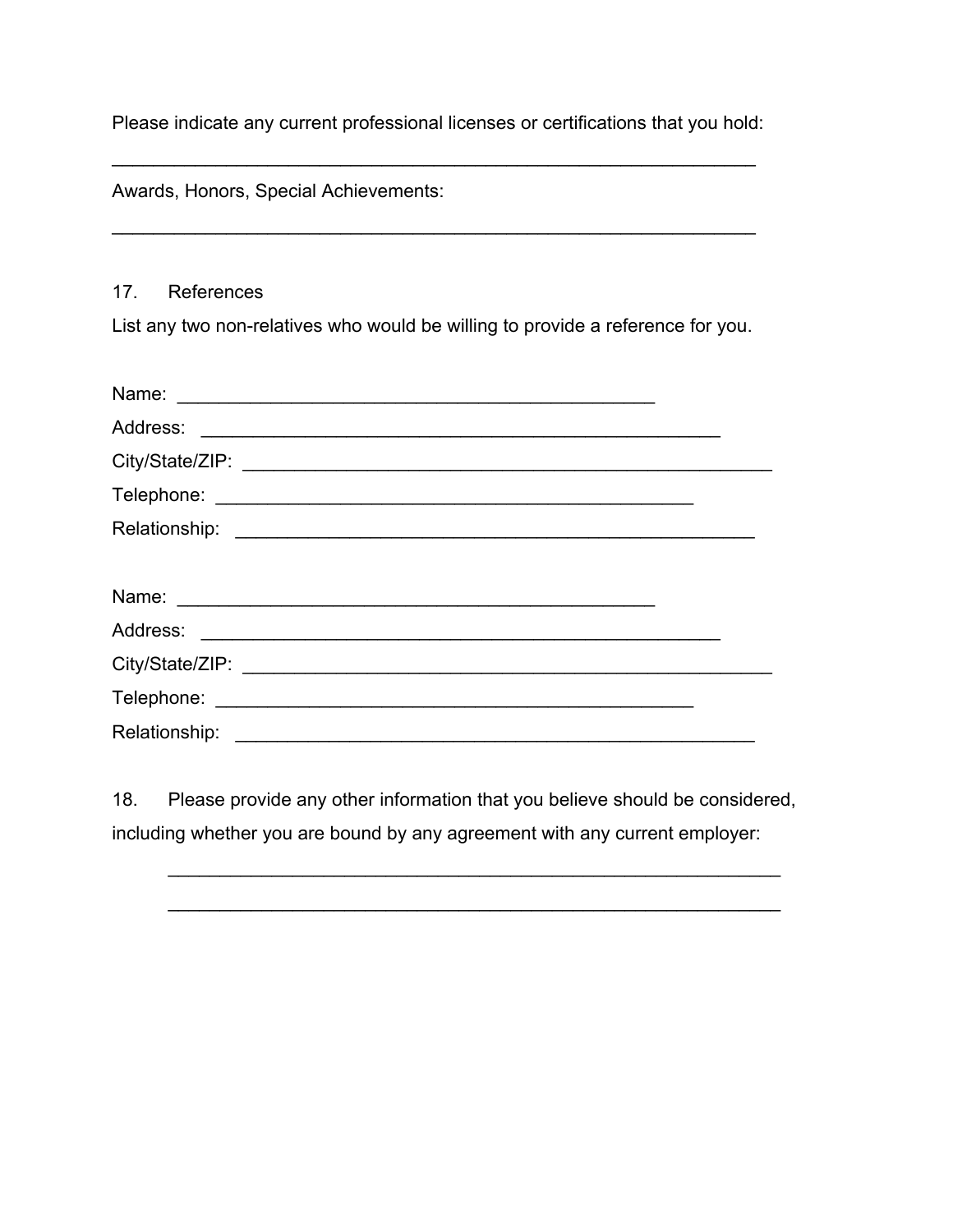Please indicate any current professional licenses or certifications that you hold:

______________________________________________________________

Awards, Honors, Special Achievements:

______________________________________________________________

17. References

List any two non-relatives who would be willing to provide a reference for you.

Name: ______________________________________________

Address: ___________________________________________________

City/State/ZIP: ____________________________________________________

Telephone: ______________________________________________

Relationship: ___________________________________________________

Name: ______________________________________________

Address: ___________________________________________________

City/State/ZIP: ____________________________________________________

Telephone: ______________________________________________

Relationship: ___________________________________________________

18. Please provide any other information that you believe should be considered, including whether you are bound by any agreement with any current employer:

____________________________________________________________

____________________________________________________________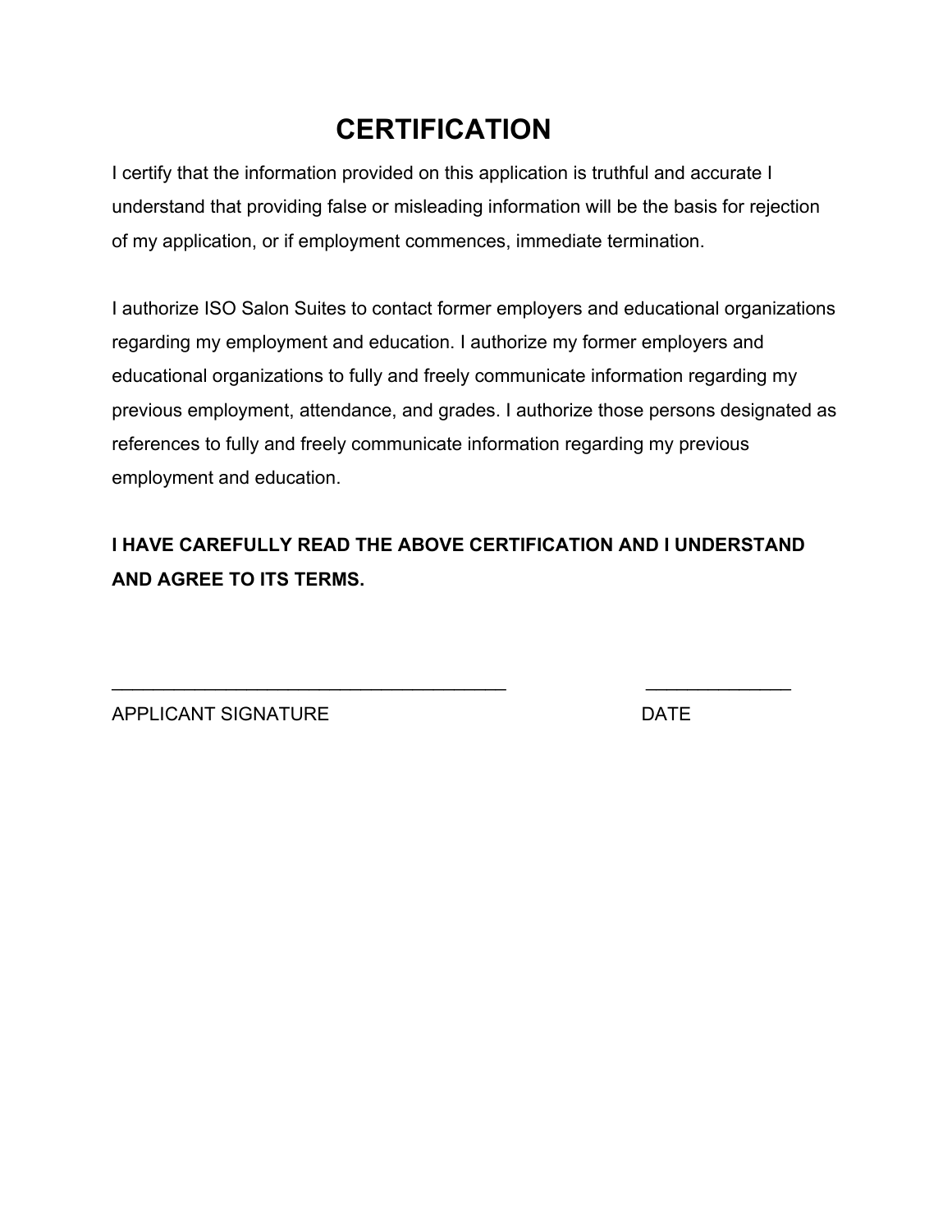# CERTIFICATION

I certify that the information provided on this application is truthful and accurate I understand that providing false or misleading information will be the basis for rejection of my application, or if employment commences, immediate termination.

I authorize ISO Salon Suites to contact former employers and educational organizations regarding my employment and education. I authorize my former employers and educational organizations to fully and freely communicate information regarding my previous employment, attendance, and grades. I authorize those persons designated as references to fully and freely communicate information regarding my previous employment and education.

**I HAVE CAREFULLY READ THE ABOVE CERTIFICATION AND I UNDERSTAND AND AGREE TO ITS TERMS.**

_______________________________________ ______________

APPLICANT SIGNATURE DATE